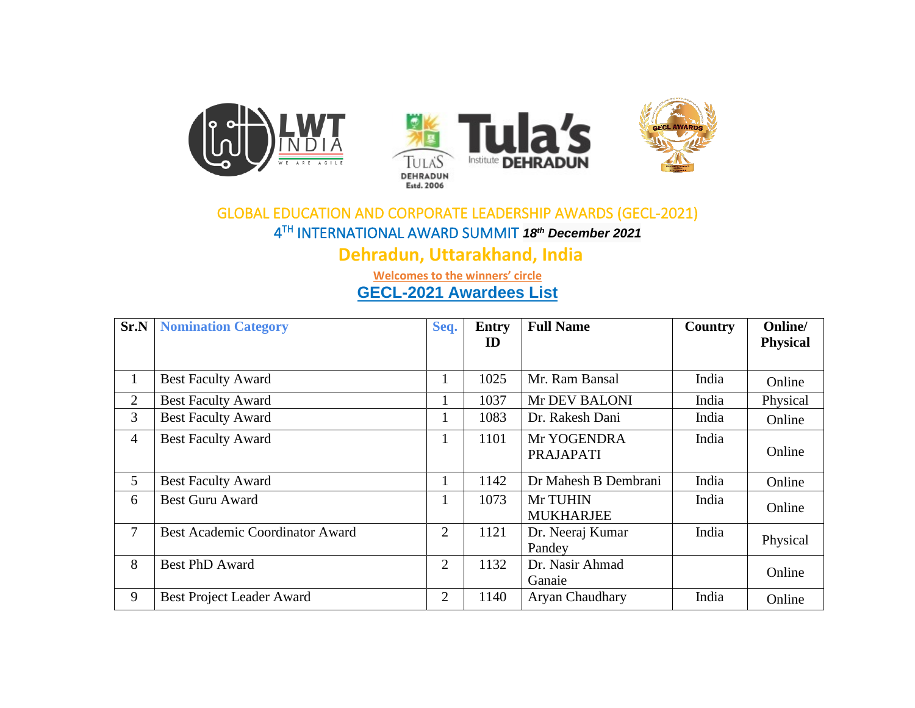GLOBAL EDUCATION AND CORPORATE LEADERSHIP AWARDS (GECL-2021)

4TH INTERNATIONAL AWARD SUMMIT ***18th December 2021***

## Dehradun, Uttarakhand, India

Welcomes to the winners' circle

## GECL-2021 Awardees List

| Sr.N | Nomination Category | Seq. | Entry ID | Full Name | Country | Online/ Physical |
|---|---|---|---|---|---|---|
| 1 | Best Faculty Award | 1 | 1025 | Mr. Ram Bansal | India | Online |
| 2 | Best Faculty Award | 1 | 1037 | Mr DEV BALONI | India | Physical |
| 3 | Best Faculty Award | 1 | 1083 | Dr. Rakesh Dani | India | Online |
| 4 | Best Faculty Award | 1 | 1101 | Mr YOGENDRA PRAJAPATI | India | Online |
| 5 | Best Faculty Award | 1 | 1142 | Dr Mahesh B Dembrani | India | Online |
| 6 | Best Guru Award | 1 | 1073 | Mr TUHIN MUKHARJEE | India | Online |
| 7 | Best Academic Coordinator Award | 2 | 1121 | Dr. Neeraj Kumar Pandey | India | Physical |
| 8 | Best PhD Award | 2 | 1132 | Dr. Nasir Ahmad Ganaie | | Online |
| 9 | Best Project Leader Award | 2 | 1140 | Aryan Chaudhary | India | Online |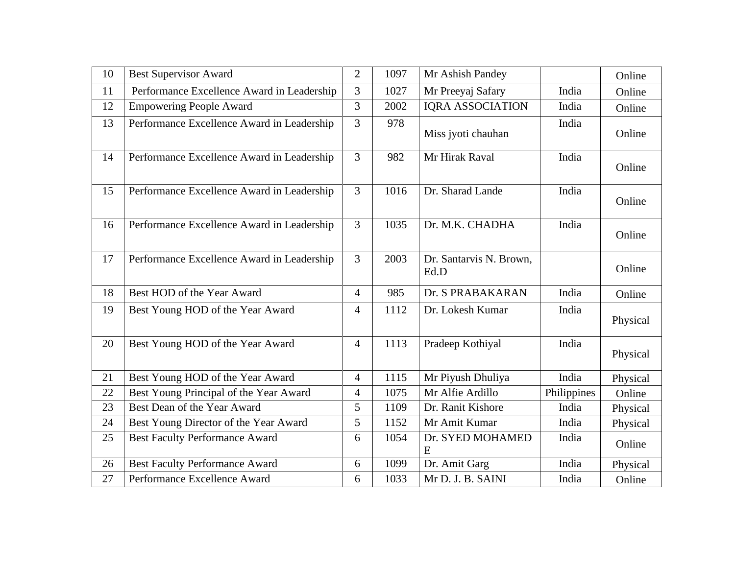| | | | | | | |
|---|---|---|---|---|---|---|
| 10 | Best Supervisor Award | 2 | 1097 | Mr Ashish Pandey | | Online |
| 11 | Performance Excellence Award in Leadership | 3 | 1027 | Mr Preeyaj Safary | India | Online |
| 12 | Empowering People Award | 3 | 2002 | IQRA ASSOCIATION | India | Online |
| 13 | Performance Excellence Award in Leadership | 3 | 978 | Miss jyoti chauhan | India | Online |
| 14 | Performance Excellence Award in Leadership | 3 | 982 | Mr Hirak Raval | India | Online |
| 15 | Performance Excellence Award in Leadership | 3 | 1016 | Dr. Sharad Lande | India | Online |
| 16 | Performance Excellence Award in Leadership | 3 | 1035 | Dr. M.K. CHADHA | India | Online |
| 17 | Performance Excellence Award in Leadership | 3 | 2003 | Dr. Santarvis N. Brown, Ed.D | | Online |
| 18 | Best HOD of the Year Award | 4 | 985 | Dr. S PRABAKARAN | India | Online |
| 19 | Best Young HOD of the Year Award | 4 | 1112 | Dr. Lokesh Kumar | India | Physical |
| 20 | Best Young HOD of the Year Award | 4 | 1113 | Pradeep Kothiyal | India | Physical |
| 21 | Best Young HOD of the Year Award | 4 | 1115 | Mr Piyush Dhuliya | India | Physical |
| 22 | Best Young Principal of the Year Award | 4 | 1075 | Mr Alfie Ardillo | Philippines | Online |
| 23 | Best Dean of the Year Award | 5 | 1109 | Dr. Ranit Kishore | India | Physical |
| 24 | Best Young Director of the Year Award | 5 | 1152 | Mr Amit Kumar | India | Physical |
| 25 | Best Faculty Performance Award | 6 | 1054 | Dr. SYED MOHAMED E | India | Online |
| 26 | Best Faculty Performance Award | 6 | 1099 | Dr. Amit Garg | India | Physical |
| 27 | Performance Excellence Award | 6 | 1033 | Mr D. J. B. SAINI | India | Online |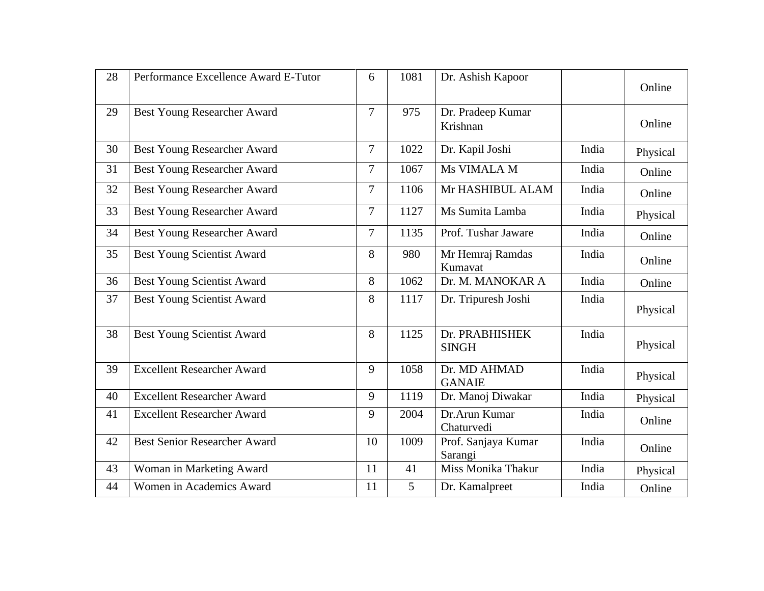| 28 | Performance Excellence Award E-Tutor | 6 | 1081 | Dr. Ashish Kapoor | | Online |
|---|---|---|---|---|---|---|
| 29 | Best Young Researcher Award | 7 | 975 | Dr. Pradeep Kumar Krishnan | | Online |
| 30 | Best Young Researcher Award | 7 | 1022 | Dr. Kapil Joshi | India | Physical |
| 31 | Best Young Researcher Award | 7 | 1067 | Ms VIMALA M | India | Online |
| 32 | Best Young Researcher Award | 7 | 1106 | Mr HASHIBUL ALAM | India | Online |
| 33 | Best Young Researcher Award | 7 | 1127 | Ms Sumita Lamba | India | Physical |
| 34 | Best Young Researcher Award | 7 | 1135 | Prof. Tushar Jaware | India | Online |
| 35 | Best Young Scientist Award | 8 | 980 | Mr Hemraj Ramdas Kumavat | India | Online |
| 36 | Best Young Scientist Award | 8 | 1062 | Dr. M. MANOKAR A | India | Online |
| 37 | Best Young Scientist Award | 8 | 1117 | Dr. Tripuresh Joshi | India | Physical |
| 38 | Best Young Scientist Award | 8 | 1125 | Dr. PRABHISHEK SINGH | India | Physical |
| 39 | Excellent Researcher Award | 9 | 1058 | Dr. MD AHMAD GANAIE | India | Physical |
| 40 | Excellent Researcher Award | 9 | 1119 | Dr. Manoj Diwakar | India | Physical |
| 41 | Excellent Researcher Award | 9 | 2004 | Dr.Arun Kumar Chaturvedi | India | Online |
| 42 | Best Senior Researcher Award | 10 | 1009 | Prof. Sanjaya Kumar Sarangi | India | Online |
| 43 | Woman in Marketing Award | 11 | 41 | Miss Monika Thakur | India | Physical |
| 44 | Women in Academics Award | 11 | 5 | Dr. Kamalpreet | India | Online |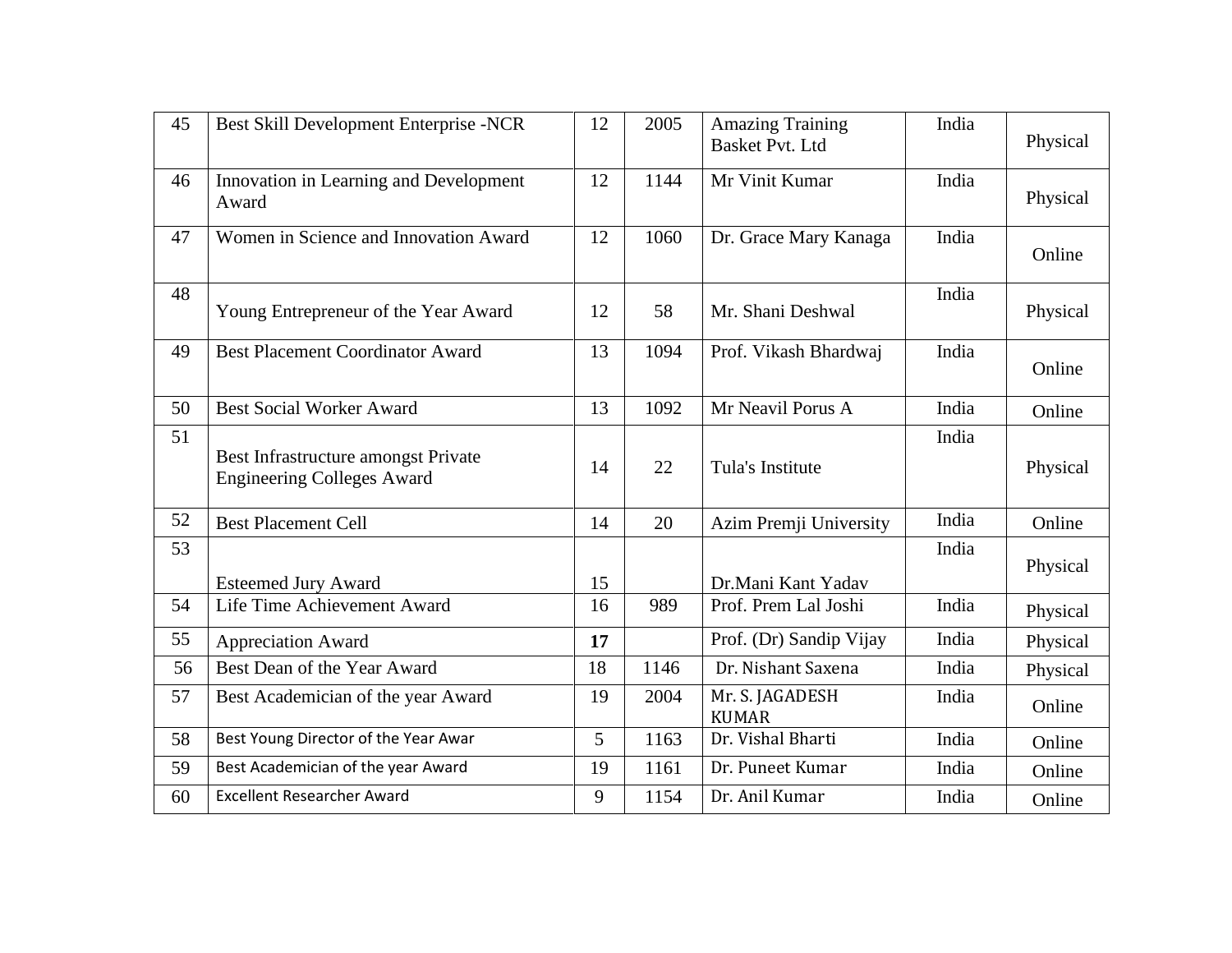| 45 | Best Skill Development Enterprise -NCR | 12 | 2005 | Amazing Training Basket Pvt. Ltd | India | Physical |
|---|---|---|---|---|---|---|
| 46 | Innovation in Learning and Development Award | 12 | 1144 | Mr Vinit Kumar | India | Physical |
| 47 | Women in Science and Innovation Award | 12 | 1060 | Dr. Grace Mary Kanaga | India | Online |
| 48 | Young Entrepreneur of the Year Award | 12 | 58 | Mr. Shani Deshwal | India | Physical |
| 49 | Best Placement Coordinator Award | 13 | 1094 | Prof. Vikash Bhardwaj | India | Online |
| 50 | Best Social Worker Award | 13 | 1092 | Mr Neavil Porus A | India | Online |
| 51 | Best Infrastructure amongst Private Engineering Colleges Award | 14 | 22 | Tula's Institute | India | Physical |
| 52 | Best Placement Cell | 14 | 20 | Azim Premji University | India | Online |
| 53 | Esteemed Jury Award | 15 | | Dr.Mani Kant Yadav | India | Physical |
| 54 | Life Time Achievement Award | 16 | 989 | Prof. Prem Lal Joshi | India | Physical |
| 55 | Appreciation Award | **17** | | Prof. (Dr) Sandip Vijay | India | Physical |
| 56 | Best Dean of the Year Award | 18 | 1146 | Dr. Nishant Saxena | India | Physical |
| 57 | Best Academician of the year Award | 19 | 2004 | Mr. S. JAGADESH KUMAR | India | Online |
| 58 | Best Young Director of the Year Awar | 5 | 1163 | Dr. Vishal Bharti | India | Online |
| 59 | Best Academician of the year Award | 19 | 1161 | Dr. Puneet Kumar | India | Online |
| 60 | Excellent Researcher Award | 9 | 1154 | Dr. Anil Kumar | India | Online |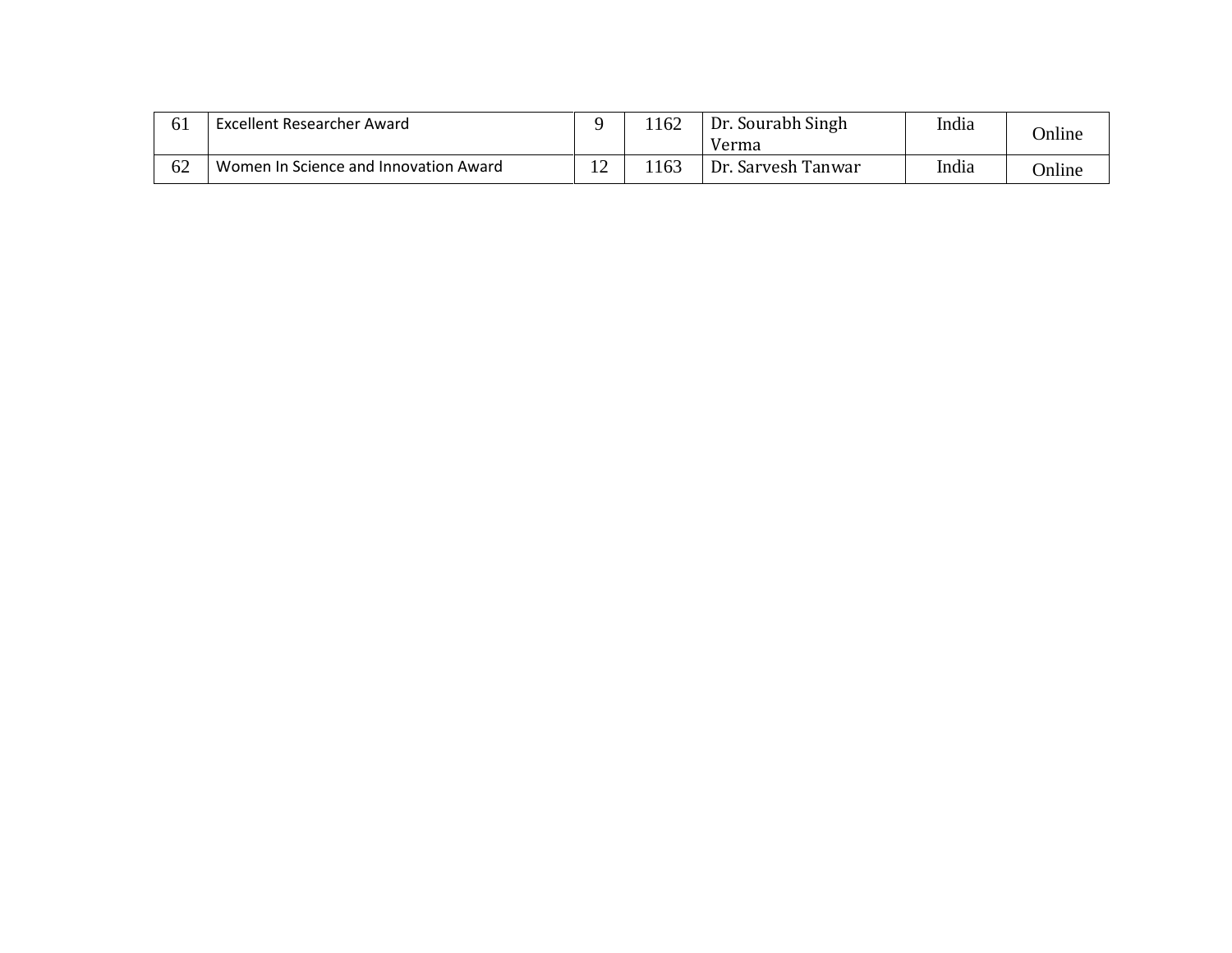| | | | | | | |
|---|---|---|---|---|---|---|
| 61 | Excellent Researcher Award | 9 | 1162 | Dr. Sourabh Singh Verma | India | Online |
| 62 | Women In Science and Innovation Award | 12 | 1163 | Dr. Sarvesh Tanwar | India | Online |